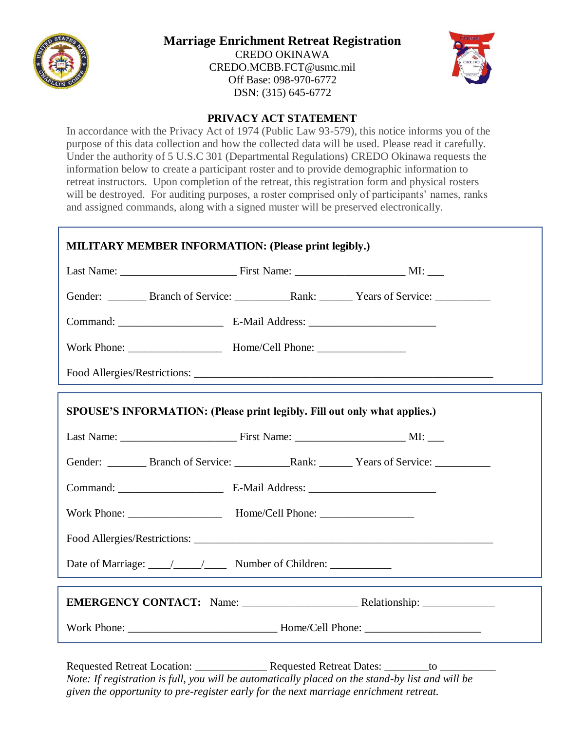# Marriage Enrichment Retreat Registration

CREDO OKINAWA
CREDO.MCBB.FCT@usmc.mil
Off Base: 098-970-6772
DSN: (315) 645-6772

## PRIVACY ACT STATEMENT

In accordance with the Privacy Act of 1974 (Public Law 93-579), this notice informs you of the purpose of this data collection and how the collected data will be used. Please read it carefully. Under the authority of 5 U.S.C 301 (Departmental Regulations) CREDO Okinawa requests the information below to create a participant roster and to provide demographic information to retreat instructors. Upon completion of the retreat, this registration form and physical rosters will be destroyed. For auditing purposes, a roster comprised only of participants' names, ranks and assigned commands, along with a signed muster will be preserved electronically.

**MILITARY MEMBER INFORMATION: (Please print legibly.)**

Last Name: ____________________ First Name: ___________________ MI: ___

Gender: _______ Branch of Service: __________ Rank: ______ Years of Service: __________

Command: __________________ E-Mail Address: ______________________

Work Phone: ________________ Home/Cell Phone: _______________

Food Allergies/Restrictions: ____________________________________________________

**SPOUSE'S INFORMATION: (Please print legibly. Fill out only what applies.)**

Last Name: ____________________ First Name: ___________________ MI: ___

Gender: _______ Branch of Service: __________ Rank: ______ Years of Service: __________

Command: __________________ E-Mail Address: ______________________

Work Phone: ________________ Home/Cell Phone: ________________

Food Allergies/Restrictions: ____________________________________________________

Date of Marriage: ____/_____/____ Number of Children: ___________

**EMERGENCY CONTACT:** Name: ____________________ Relationship: _____________

Work Phone: __________________________ Home/Cell Phone: ____________________

Requested Retreat Location: _____________ Requested Retreat Dates: ________to __________

*Note: If registration is full, you will be automatically placed on the stand-by list and will be given the opportunity to pre-register early for the next marriage enrichment retreat.*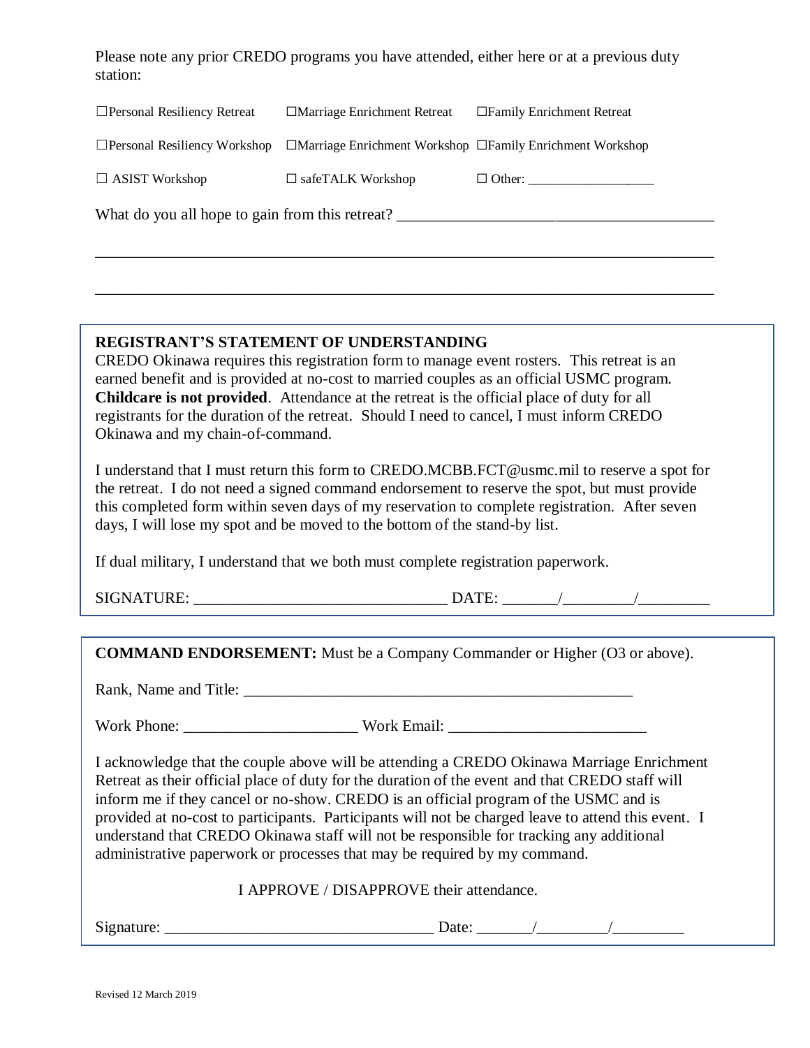Please note any prior CREDO programs you have attended, either here or at a previous duty station:

| | | |
|---|---|---|
| ☐Personal Resiliency Retreat | ☐Marriage Enrichment Retreat | ☐Family Enrichment Retreat |
| ☐Personal Resiliency Workshop | ☐Marriage Enrichment Workshop | ☐Family Enrichment Workshop |
| ☐ ASIST Workshop | ☐ safeTALK Workshop | ☐ Other: ___________________ |

What do you all hope to gain from this retreat? ________________________________________

________________________________________________________________________________

________________________________________________________________________________

**REGISTRANT'S STATEMENT OF UNDERSTANDING**

CREDO Okinawa requires this registration form to manage event rosters. This retreat is an earned benefit and is provided at no-cost to married couples as an official USMC program. **Childcare is not provided**. Attendance at the retreat is the official place of duty for all registrants for the duration of the retreat. Should I need to cancel, I must inform CREDO Okinawa and my chain-of-command.

I understand that I must return this form to CREDO.MCBB.FCT@usmc.mil to reserve a spot for the retreat. I do not need a signed command endorsement to reserve the spot, but must provide this completed form within seven days of my reservation to complete registration. After seven days, I will lose my spot and be moved to the bottom of the stand-by list.

If dual military, I understand that we both must complete registration paperwork.

SIGNATURE: _______________________________ DATE: _______/_________/_________

**COMMAND ENDORSEMENT:** Must be a Company Commander or Higher (O3 or above).

Rank, Name and Title: __________________________________________________

Work Phone: _____________________ Work Email: ________________________

I acknowledge that the couple above will be attending a CREDO Okinawa Marriage Enrichment Retreat as their official place of duty for the duration of the event and that CREDO staff will inform me if they cancel or no-show. CREDO is an official program of the USMC and is provided at no-cost to participants. Participants will not be charged leave to attend this event. I understand that CREDO Okinawa staff will not be responsible for tracking any additional administrative paperwork or processes that may be required by my command.

I APPROVE / DISAPPROVE their attendance.

Signature: _________________________________ Date: _______/_________/_________

Revised 12 March 2019